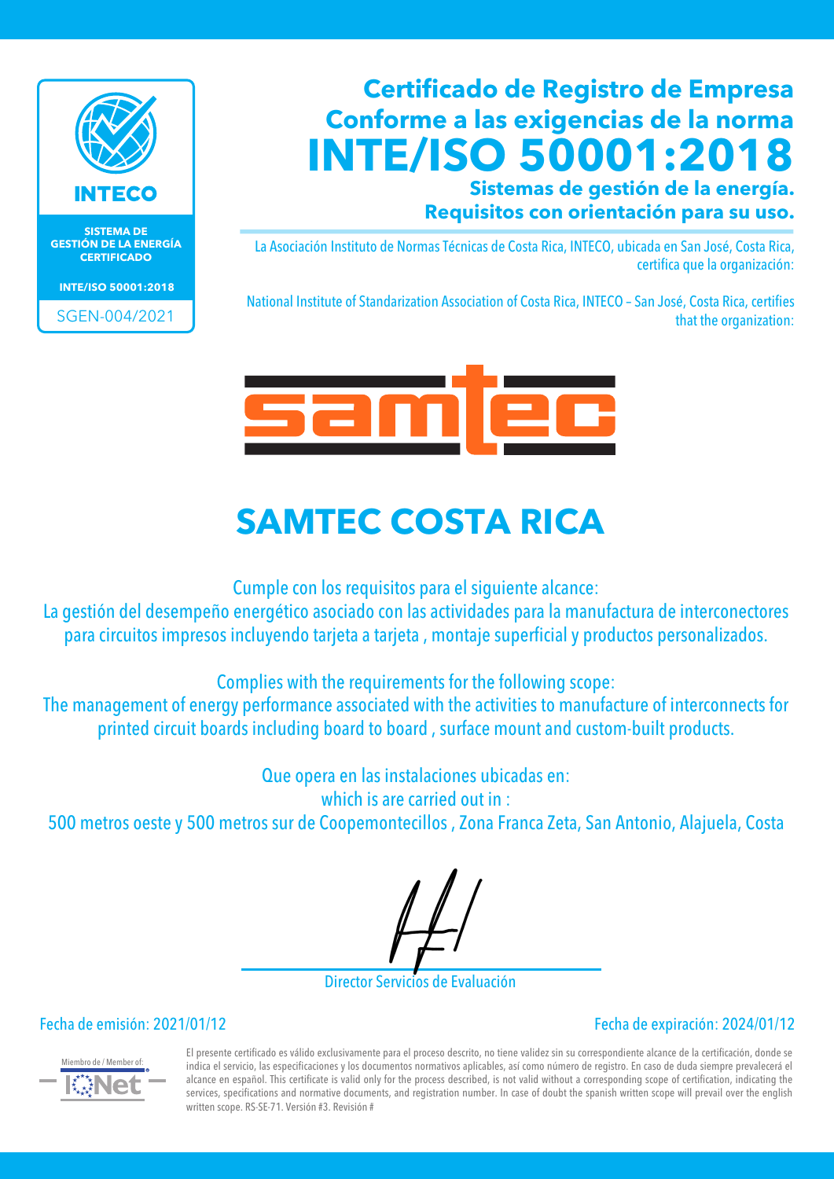INTECO

**SISTEMA DE GESTIÓN DE LA ENERGÍA CERTIFICADO**

**INTE/ISO 50001:2018**

SGEN-004/2021

# Certificado de Registro de Empresa Conforme a las exigencias de la norma INTE/ISO 50001:2018

## Sistemas de gestión de la energía. Requisitos con orientación para su uso.

La Asociación Instituto de Normas Técnicas de Costa Rica, INTECO, ubicada en San José, Costa Rica, certifica que la organización:

National Institute of Standarization Association of Costa Rica, INTECO – San José, Costa Rica, certifies that the organization:

samtec

# SAMTEC COSTA RICA

Cumple con los requisitos para el siguiente alcance:
La gestión del desempeño energético asociado con las actividades para la manufactura de interconectores para circuitos impresos incluyendo tarjeta a tarjeta , montaje superficial y productos personalizados.

Complies with the requirements for the following scope:
The management of energy performance associated with the activities to manufacture of interconnects for printed circuit boards including board to board , surface mount and custom-built products.

Que opera en las instalaciones ubicadas en:
which is are carried out in :
500 metros oeste y 500 metros sur de Coopemontecillos , Zona Franca Zeta, San Antonio, Alajuela, Costa

Director Servicios de Evaluación

Fecha de emisión: 2021/01/12

Fecha de expiración: 2024/01/12

Miembro de / Member of: IQNet

El presente certificado es válido exclusivamente para el proceso descrito, no tiene validez sin su correspondiente alcance de la certificación, donde se indica el servicio, las especificaciones y los documentos normativos aplicables, así como número de registro. En caso de duda siempre prevalecerá el alcance en español. This certificate is valid only for the process described, is not valid without a corresponding scope of certification, indicating the services, specifications and normative documents, and registration number. In case of doubt the spanish written scope will prevail over the english written scope. RS-SE-71. Versión #3. Revisión #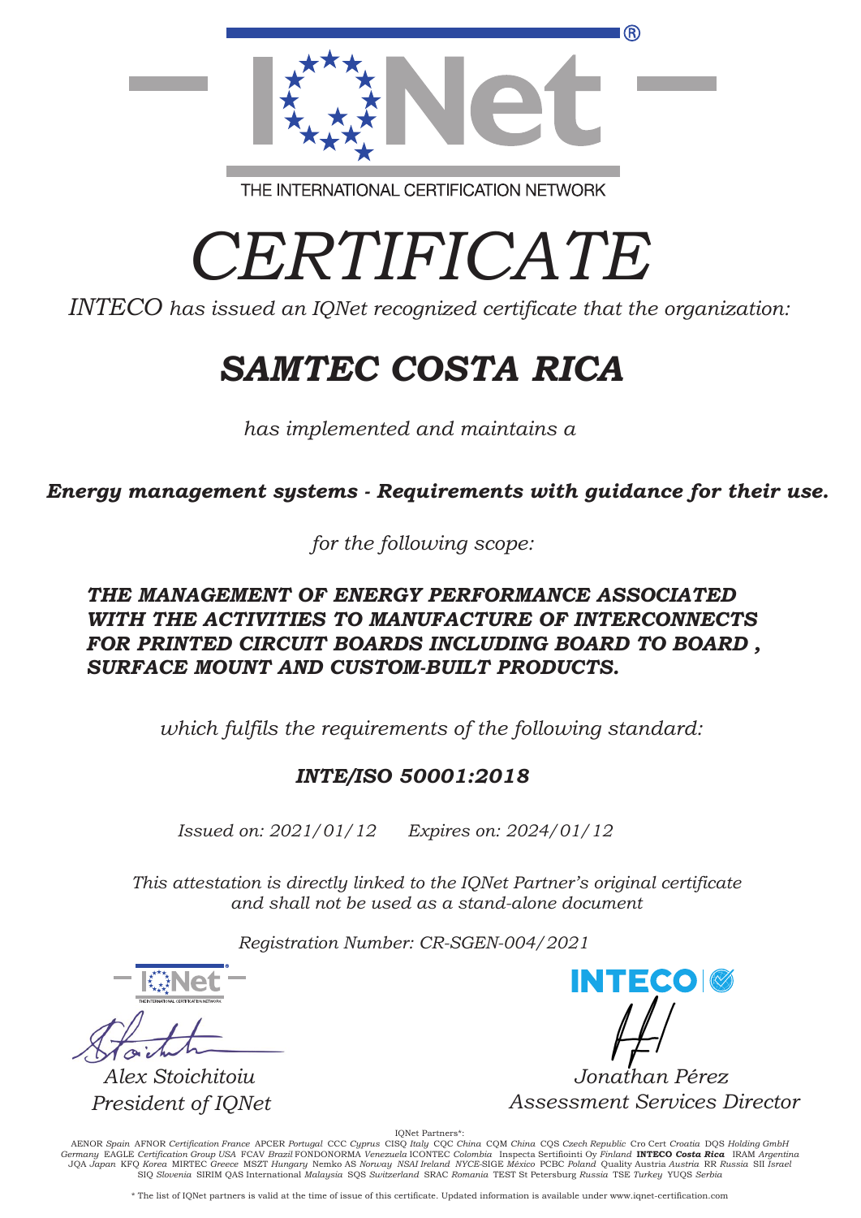THE INTERNATIONAL CERTIFICATION NETWORK

# *CERTIFICATE*

*INTECO has issued an IQNet recognized certificate that the organization:*

## ***SAMTEC COSTA RICA***

*has implemented and maintains a*

***Energy management systems - Requirements with guidance for their use.***

*for the following scope:*

***THE MANAGEMENT OF ENERGY PERFORMANCE ASSOCIATED WITH THE ACTIVITIES TO MANUFACTURE OF INTERCONNECTS FOR PRINTED CIRCUIT BOARDS INCLUDING BOARD TO BOARD , SURFACE MOUNT AND CUSTOM-BUILT PRODUCTS.***

*which fulfils the requirements of the following standard:*

***INTE/ISO 50001:2018***

*Issued on: 2021/01/12 Expires on: 2024/01/12*

*This attestation is directly linked to the IQNet Partner's original certificate and shall not be used as a stand-alone document*

*Registration Number: CR-SGEN-004/2021*

*Alex Stoichitoiu*
*President of IQNet*

INTECO

*Jonathan Pérez*
*Assessment Services Director*

IQNet Partners*:

AENOR *Spain* AFNOR *Certification France* APCER *Portugal* CCC *Cyprus* CISQ *Italy* CQC *China* CQM *China* CQS *Czech Republic* Cro Cert *Croatia* DQS *Holding GmbH Germany* EAGLE *Certification Group USA* FCAV *Brazil* FONDONORMA *Venezuela* ICONTEC *Colombia* Inspecta Sertifiointi Oy *Finland* **INTECO *Costa Rica*** IRAM *Argentina* JQA *Japan* KFQ *Korea* MIRTEC *Greece* MSZT *Hungary* Nemko AS *Norway* *NSAI Ireland* *NYCE*-SIGE *México* PCBC *Poland* Quality Austria *Austria* RR *Russia* SII *Israel* SIQ *Slovenia* SIRIM QAS International *Malaysia* SQS *Switzerland* SRAC *Romania* TEST St Petersburg *Russia* TSE *Turkey* YUQS *Serbia*

* The list of IQNet partners is valid at the time of issue of this certificate. Updated information is available under www.iqnet-certification.com